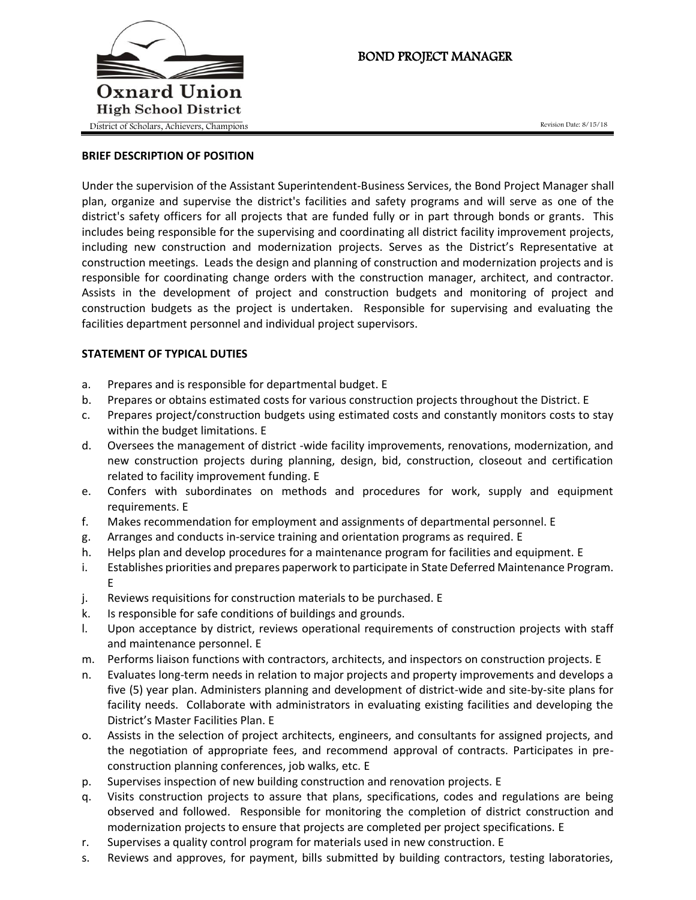# BOND PROJECT MANAGER

Oxnard Union High School District

District of Scholars, Achievers, Champions

Revision Date: 8/15/18

**BRIEF DESCRIPTION OF POSITION**

Under the supervision of the Assistant Superintendent-Business Services, the Bond Project Manager shall plan, organize and supervise the district's facilities and safety programs and will serve as one of the district's safety officers for all projects that are funded fully or in part through bonds or grants. This includes being responsible for the supervising and coordinating all district facility improvement projects, including new construction and modernization projects. Serves as the District's Representative at construction meetings. Leads the design and planning of construction and modernization projects and is responsible for coordinating change orders with the construction manager, architect, and contractor. Assists in the development of project and construction budgets and monitoring of project and construction budgets as the project is undertaken. Responsible for supervising and evaluating the facilities department personnel and individual project supervisors.

**STATEMENT OF TYPICAL DUTIES**

a. Prepares and is responsible for departmental budget. E
b. Prepares or obtains estimated costs for various construction projects throughout the District. E
c. Prepares project/construction budgets using estimated costs and constantly monitors costs to stay within the budget limitations. E
d. Oversees the management of district -wide facility improvements, renovations, modernization, and new construction projects during planning, design, bid, construction, closeout and certification related to facility improvement funding. E
e. Confers with subordinates on methods and procedures for work, supply and equipment requirements. E
f. Makes recommendation for employment and assignments of departmental personnel. E
g. Arranges and conducts in-service training and orientation programs as required. E
h. Helps plan and develop procedures for a maintenance program for facilities and equipment. E
i. Establishes priorities and prepares paperwork to participate in State Deferred Maintenance Program. E
j. Reviews requisitions for construction materials to be purchased. E
k. Is responsible for safe conditions of buildings and grounds.
l. Upon acceptance by district, reviews operational requirements of construction projects with staff and maintenance personnel. E
m. Performs liaison functions with contractors, architects, and inspectors on construction projects. E
n. Evaluates long-term needs in relation to major projects and property improvements and develops a five (5) year plan. Administers planning and development of district-wide and site-by-site plans for facility needs. Collaborate with administrators in evaluating existing facilities and developing the District's Master Facilities Plan. E
o. Assists in the selection of project architects, engineers, and consultants for assigned projects, and the negotiation of appropriate fees, and recommend approval of contracts. Participates in pre-construction planning conferences, job walks, etc. E
p. Supervises inspection of new building construction and renovation projects. E
q. Visits construction projects to assure that plans, specifications, codes and regulations are being observed and followed. Responsible for monitoring the completion of district construction and modernization projects to ensure that projects are completed per project specifications. E
r. Supervises a quality control program for materials used in new construction. E
s. Reviews and approves, for payment, bills submitted by building contractors, testing laboratories,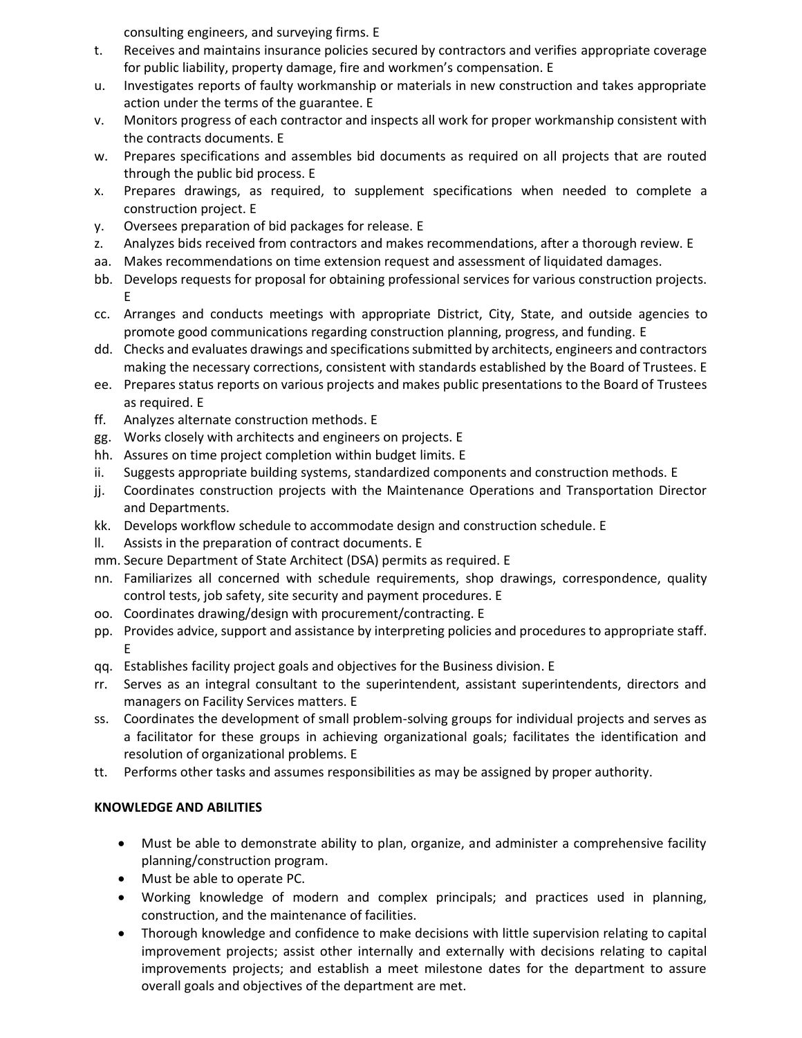consulting engineers, and surveying firms. E

t. Receives and maintains insurance policies secured by contractors and verifies appropriate coverage for public liability, property damage, fire and workmen's compensation. E
u. Investigates reports of faulty workmanship or materials in new construction and takes appropriate action under the terms of the guarantee. E
v. Monitors progress of each contractor and inspects all work for proper workmanship consistent with the contracts documents. E
w. Prepares specifications and assembles bid documents as required on all projects that are routed through the public bid process. E
x. Prepares drawings, as required, to supplement specifications when needed to complete a construction project. E
y. Oversees preparation of bid packages for release. E
z. Analyzes bids received from contractors and makes recommendations, after a thorough review. E
aa. Makes recommendations on time extension request and assessment of liquidated damages.
bb. Develops requests for proposal for obtaining professional services for various construction projects. E
cc. Arranges and conducts meetings with appropriate District, City, State, and outside agencies to promote good communications regarding construction planning, progress, and funding. E
dd. Checks and evaluates drawings and specifications submitted by architects, engineers and contractors making the necessary corrections, consistent with standards established by the Board of Trustees. E
ee. Prepares status reports on various projects and makes public presentations to the Board of Trustees as required. E
ff. Analyzes alternate construction methods. E
gg. Works closely with architects and engineers on projects. E
hh. Assures on time project completion within budget limits. E
ii. Suggests appropriate building systems, standardized components and construction methods. E
jj. Coordinates construction projects with the Maintenance Operations and Transportation Director and Departments.
kk. Develops workflow schedule to accommodate design and construction schedule. E
ll. Assists in the preparation of contract documents. E
mm. Secure Department of State Architect (DSA) permits as required. E
nn. Familiarizes all concerned with schedule requirements, shop drawings, correspondence, quality control tests, job safety, site security and payment procedures. E
oo. Coordinates drawing/design with procurement/contracting. E
pp. Provides advice, support and assistance by interpreting policies and procedures to appropriate staff. E
qq. Establishes facility project goals and objectives for the Business division. E
rr. Serves as an integral consultant to the superintendent, assistant superintendents, directors and managers on Facility Services matters. E
ss. Coordinates the development of small problem-solving groups for individual projects and serves as a facilitator for these groups in achieving organizational goals; facilitates the identification and resolution of organizational problems. E
tt. Performs other tasks and assumes responsibilities as may be assigned by proper authority.

**KNOWLEDGE AND ABILITIES**

- Must be able to demonstrate ability to plan, organize, and administer a comprehensive facility planning/construction program.
- Must be able to operate PC.
- Working knowledge of modern and complex principals; and practices used in planning, construction, and the maintenance of facilities.
- Thorough knowledge and confidence to make decisions with little supervision relating to capital improvement projects; assist other internally and externally with decisions relating to capital improvements projects; and establish a meet milestone dates for the department to assure overall goals and objectives of the department are met.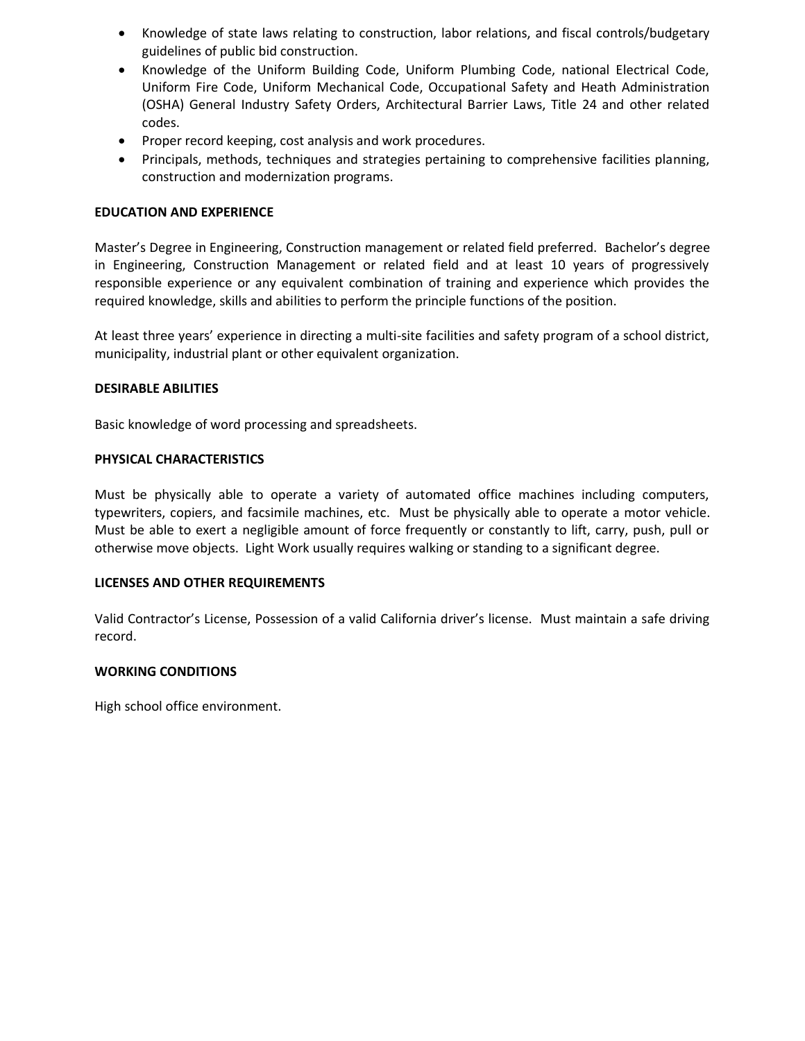- Knowledge of state laws relating to construction, labor relations, and fiscal controls/budgetary guidelines of public bid construction.
- Knowledge of the Uniform Building Code, Uniform Plumbing Code, national Electrical Code, Uniform Fire Code, Uniform Mechanical Code, Occupational Safety and Heath Administration (OSHA) General Industry Safety Orders, Architectural Barrier Laws, Title 24 and other related codes.
- Proper record keeping, cost analysis and work procedures.
- Principals, methods, techniques and strategies pertaining to comprehensive facilities planning, construction and modernization programs.

**EDUCATION AND EXPERIENCE**

Master's Degree in Engineering, Construction management or related field preferred. Bachelor's degree in Engineering, Construction Management or related field and at least 10 years of progressively responsible experience or any equivalent combination of training and experience which provides the required knowledge, skills and abilities to perform the principle functions of the position.

At least three years' experience in directing a multi-site facilities and safety program of a school district, municipality, industrial plant or other equivalent organization.

**DESIRABLE ABILITIES**

Basic knowledge of word processing and spreadsheets.

**PHYSICAL CHARACTERISTICS**

Must be physically able to operate a variety of automated office machines including computers, typewriters, copiers, and facsimile machines, etc. Must be physically able to operate a motor vehicle. Must be able to exert a negligible amount of force frequently or constantly to lift, carry, push, pull or otherwise move objects. Light Work usually requires walking or standing to a significant degree.

**LICENSES AND OTHER REQUIREMENTS**

Valid Contractor's License, Possession of a valid California driver's license. Must maintain a safe driving record.

**WORKING CONDITIONS**

High school office environment.